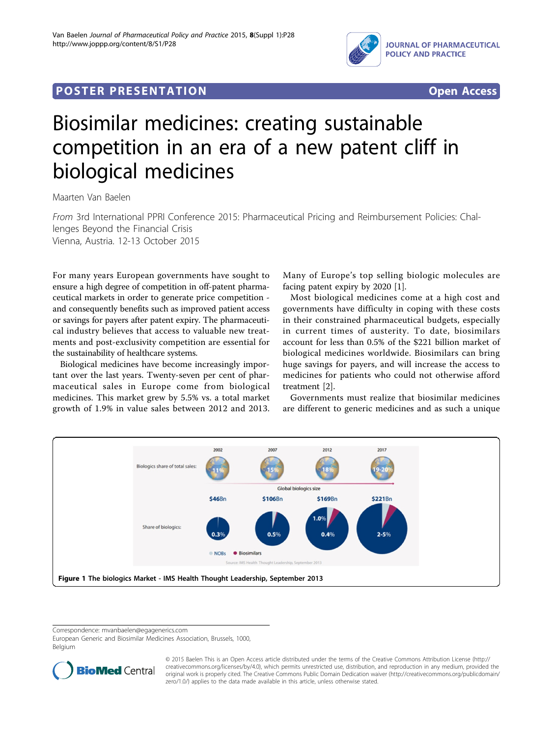## POSTER PRESENTATION

**Open Access**

# Biosimilar medicines: creating sustainable competition in an era of a new patent cliff in biological medicines

Maarten Van Baelen

*From* 3rd International PPRI Conference 2015: Pharmaceutical Pricing and Reimbursement Policies: Challenges Beyond the Financial Crisis
Vienna, Austria. 12-13 October 2015

For many years European governments have sought to ensure a high degree of competition in off-patent pharmaceutical markets in order to generate price competition - and consequently benefits such as improved patient access or savings for payers after patent expiry. The pharmaceutical industry believes that access to valuable new treatments and post-exclusivity competition are essential for the sustainability of healthcare systems.

Biological medicines have become increasingly important over the last years. Twenty-seven per cent of pharmaceutical sales in Europe come from biological medicines. This market grew by 5.5% vs. a total market growth of 1.9% in value sales between 2012 and 2013. Many of Europe's top selling biologic molecules are facing patent expiry by 2020 [1].

Most biological medicines come at a high cost and governments have difficulty in coping with these costs in their constrained pharmaceutical budgets, especially in current times of austerity. To date, biosimilars account for less than 0.5% of the $221 billion market of biological medicines worldwide. Biosimilars can bring huge savings for payers, and will increase the access to medicines for patients who could not otherwise afford treatment [2].

Governments must realize that biosimilar medicines are different to generic medicines and as such a unique

**Figure 1 The biologics Market - IMS Health Thought Leadership, September 2013**

Correspondence: mvanbaelen@egagenerics.com
European Generic and Biosimilar Medicines Association, Brussels, 1000, Belgium

© 2015 Baelen This is an Open Access article distributed under the terms of the Creative Commons Attribution License (http://creativecommons.org/licenses/by/4.0), which permits unrestricted use, distribution, and reproduction in any medium, provided the original work is properly cited. The Creative Commons Public Domain Dedication waiver (http://creativecommons.org/publicdomain/zero/1.0/) applies to the data made available in this article, unless otherwise stated.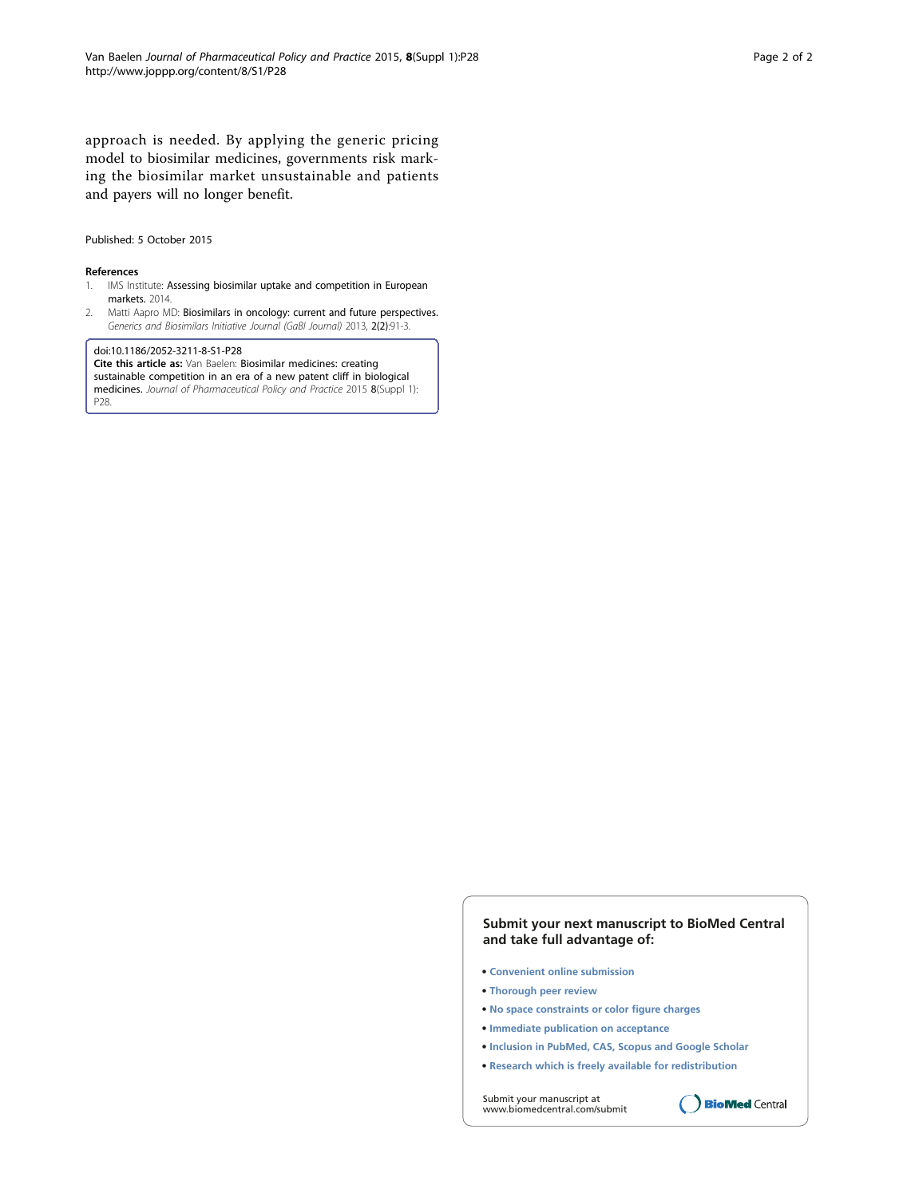approach is needed. By applying the generic pricing model to biosimilar medicines, governments risk marking the biosimilar market unsustainable and patients and payers will no longer benefit.

Published: 5 October 2015

## References

1. IMS Institute: **Assessing biosimilar uptake and competition in European markets.** 2014.
2. Matti Aapro MD: **Biosimilars in oncology: current and future perspectives.** *Generics and Biosimilars Initiative Journal (GaBI Journal)* 2013, **2(2)**:91-3.

doi:10.1186/2052-3211-8-S1-P28
**Cite this article as:** Van Baelen: Biosimilar medicines: creating sustainable competition in an era of a new patent cliff in biological medicines. *Journal of Pharmaceutical Policy and Practice* 2015 **8**(Suppl 1): P28.

**Submit your next manuscript to BioMed Central and take full advantage of:**

- Convenient online submission
- Thorough peer review
- No space constraints or color figure charges
- Immediate publication on acceptance
- Inclusion in PubMed, CAS, Scopus and Google Scholar
- Research which is freely available for redistribution

Submit your manuscript at
www.biomedcentral.com/submit